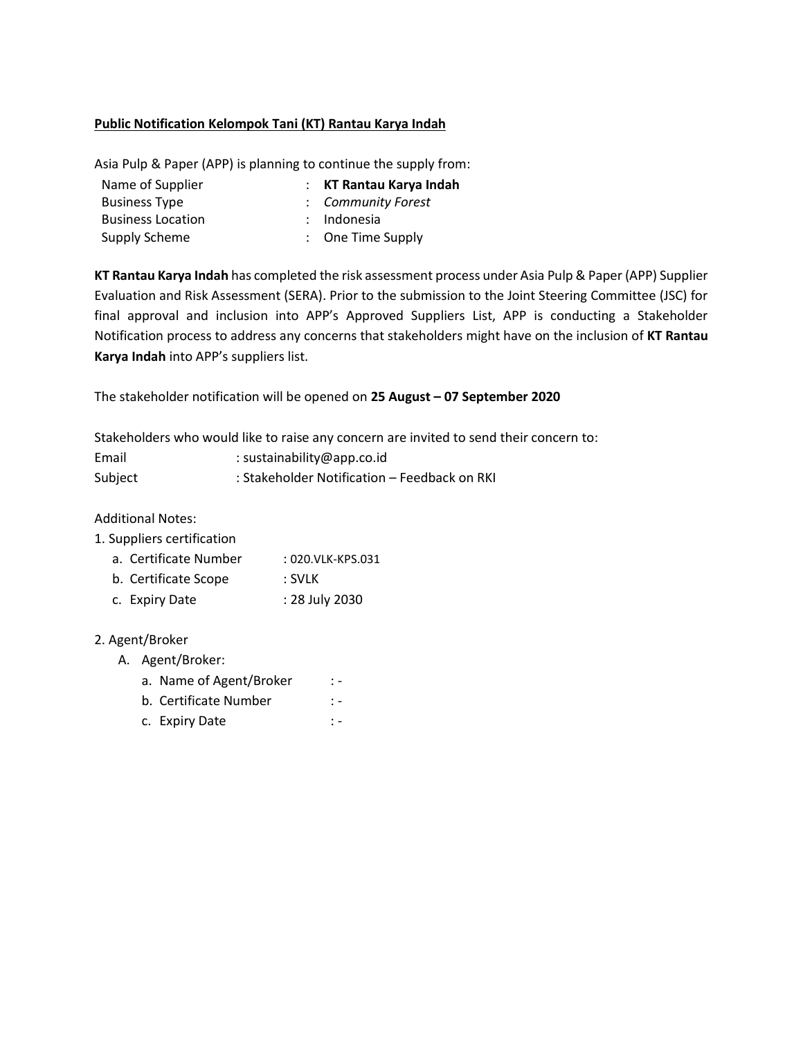**Public Notification Kelompok Tani (KT) Rantau Karya Indah**

Asia Pulp & Paper (APP) is planning to continue the supply from:

| | | |
|---|---|---|
| Name of Supplier | : | **KT Rantau Karya Indah** |
| Business Type | : | *Community Forest* |
| Business Location | : | Indonesia |
| Supply Scheme | : | One Time Supply |

**KT Rantau Karya Indah** has completed the risk assessment process under Asia Pulp & Paper (APP) Supplier Evaluation and Risk Assessment (SERA). Prior to the submission to the Joint Steering Committee (JSC) for final approval and inclusion into APP's Approved Suppliers List, APP is conducting a Stakeholder Notification process to address any concerns that stakeholders might have on the inclusion of **KT Rantau Karya Indah** into APP's suppliers list.

The stakeholder notification will be opened on **25 August – 07 September 2020**

Stakeholders who would like to raise any concern are invited to send their concern to:

Email : sustainability@app.co.id
Subject : Stakeholder Notification – Feedback on RKI

Additional Notes:

1. Suppliers certification
   a. Certificate Number : 020.VLK-KPS.031
   b. Certificate Scope : SVLK
   c. Expiry Date : 28 July 2030

2. Agent/Broker
   A. Agent/Broker:
      a. Name of Agent/Broker : -
      b. Certificate Number : -
      c. Expiry Date : -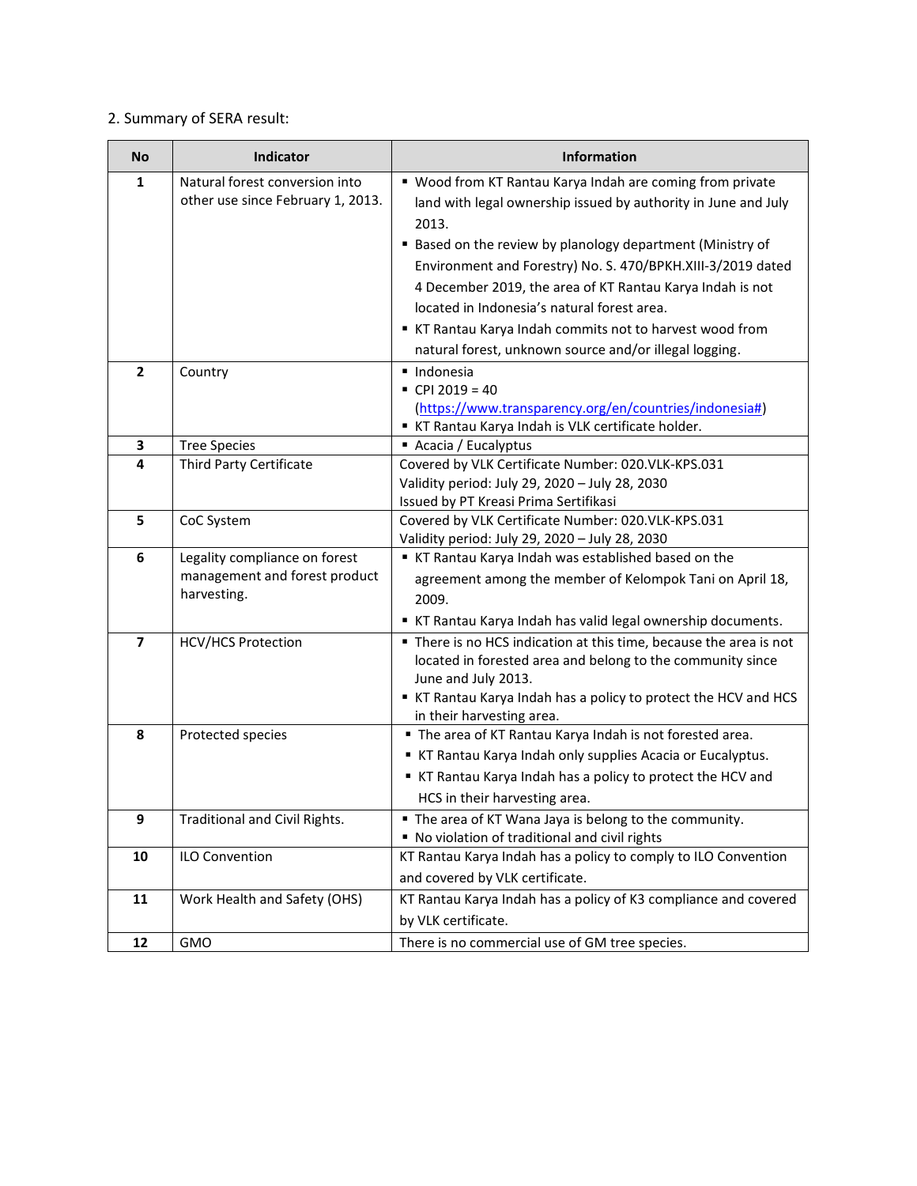2. Summary of SERA result:

| No | Indicator | Information |
|---|---|---|
| **1** | Natural forest conversion into other use since February 1, 2013. | ▪ Wood from KT Rantau Karya Indah are coming from private land with legal ownership issued by authority in June and July 2013.<br>▪ Based on the review by planology department (Ministry of Environment and Forestry) No. S. 470/BPKH.XIII-3/2019 dated 4 December 2019, the area of KT Rantau Karya Indah is not located in Indonesia's natural forest area.<br>▪ KT Rantau Karya Indah commits not to harvest wood from natural forest, unknown source and/or illegal logging. |
| **2** | Country | ▪ Indonesia<br>▪ CPI 2019 = 40 (https://www.transparency.org/en/countries/indonesia#)<br>▪ KT Rantau Karya Indah is VLK certificate holder. |
| **3** | Tree Species | ▪ Acacia / Eucalyptus |
| **4** | Third Party Certificate | Covered by VLK Certificate Number: 020.VLK-KPS.031<br>Validity period: July 29, 2020 – July 28, 2030<br>Issued by PT Kreasi Prima Sertifikasi |
| **5** | CoC System | Covered by VLK Certificate Number: 020.VLK-KPS.031<br>Validity period: July 29, 2020 – July 28, 2030 |
| **6** | Legality compliance on forest management and forest product harvesting. | ▪ KT Rantau Karya Indah was established based on the agreement among the member of Kelompok Tani on April 18, 2009.<br>▪ KT Rantau Karya Indah has valid legal ownership documents. |
| **7** | HCV/HCS Protection | ▪ There is no HCS indication at this time, because the area is not located in forested area and belong to the community since June and July 2013.<br>▪ KT Rantau Karya Indah has a policy to protect the HCV and HCS in their harvesting area. |
| **8** | Protected species | ▪ The area of KT Rantau Karya Indah is not forested area.<br>▪ KT Rantau Karya Indah only supplies Acacia or Eucalyptus.<br>▪ KT Rantau Karya Indah has a policy to protect the HCV and HCS in their harvesting area. |
| **9** | Traditional and Civil Rights. | ▪ The area of KT Wana Jaya is belong to the community.<br>▪ No violation of traditional and civil rights |
| **10** | ILO Convention | KT Rantau Karya Indah has a policy to comply to ILO Convention and covered by VLK certificate. |
| **11** | Work Health and Safety (OHS) | KT Rantau Karya Indah has a policy of K3 compliance and covered by VLK certificate. |
| **12** | GMO | There is no commercial use of GM tree species. |